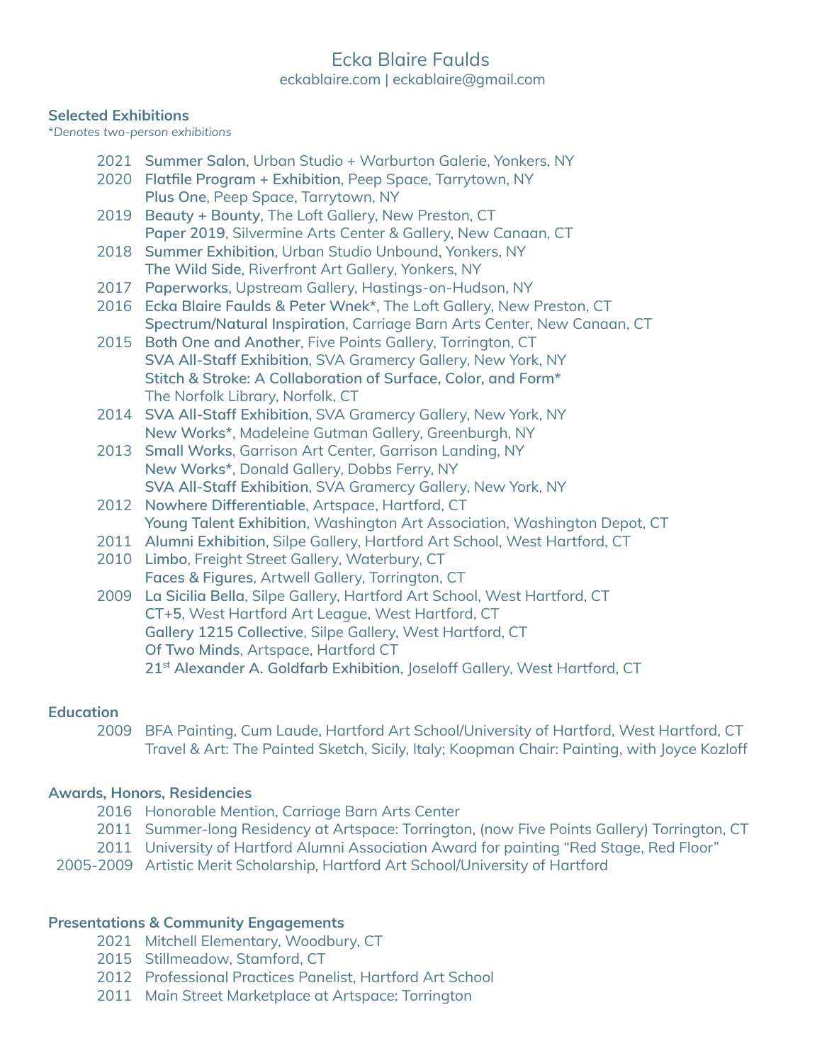# Ecka Blaire Faulds

eckablaire.com | eckablaire@gmail.com

## Selected Exhibitions

*\*Denotes two-person exhibitions*

2021 **Summer Salon**, Urban Studio + Warburton Galerie, Yonkers, NY
2020 **Flatfile Program + Exhibition**, Peep Space, Tarrytown, NY
**Plus One**, Peep Space, Tarrytown, NY
2019 **Beauty + Bounty**, The Loft Gallery, New Preston, CT
**Paper 2019**, Silvermine Arts Center & Gallery, New Canaan, CT
2018 **Summer Exhibition**, Urban Studio Unbound, Yonkers, NY
**The Wild Side**, Riverfront Art Gallery, Yonkers, NY
2017 **Paperworks**, Upstream Gallery, Hastings-on-Hudson, NY
2016 **Ecka Blaire Faulds & Peter Wnek***, The Loft Gallery, New Preston, CT
**Spectrum/Natural Inspiration**, Carriage Barn Arts Center, New Canaan, CT
2015 **Both One and Another**, Five Points Gallery, Torrington, CT
**SVA All-Staff Exhibition**, SVA Gramercy Gallery, New York, NY
**Stitch & Stroke: A Collaboration of Surface, Color, and Form***
The Norfolk Library, Norfolk, CT
2014 **SVA All-Staff Exhibition**, SVA Gramercy Gallery, New York, NY
**New Works***, Madeleine Gutman Gallery, Greenburgh, NY
2013 **Small Works**, Garrison Art Center, Garrison Landing, NY
**New Works***, Donald Gallery, Dobbs Ferry, NY
**SVA All-Staff Exhibition**, SVA Gramercy Gallery, New York, NY
2012 **Nowhere Differentiable**, Artspace, Hartford, CT
**Young Talent Exhibition**, Washington Art Association, Washington Depot, CT
2011 **Alumni Exhibition**, Silpe Gallery, Hartford Art School, West Hartford, CT
2010 **Limbo**, Freight Street Gallery, Waterbury, CT
**Faces & Figures**, Artwell Gallery, Torrington, CT
2009 **La Sicilia Bella**, Silpe Gallery, Hartford Art School, West Hartford, CT
**CT+5**, West Hartford Art League, West Hartford, CT
**Gallery 1215 Collective**, Silpe Gallery, West Hartford, CT
**Of Two Minds**, Artspace, Hartford CT
**21st Alexander A. Goldfarb Exhibition**, Joseloff Gallery, West Hartford, CT

## Education

2009 BFA Painting, Cum Laude, Hartford Art School/University of Hartford, West Hartford, CT
Travel & Art: The Painted Sketch, Sicily, Italy; Koopman Chair: Painting, with Joyce Kozloff

## Awards, Honors, Residencies

2016 Honorable Mention, Carriage Barn Arts Center
2011 Summer-long Residency at Artspace: Torrington, (now Five Points Gallery) Torrington, CT
2011 University of Hartford Alumni Association Award for painting “Red Stage, Red Floor”
2005-2009 Artistic Merit Scholarship, Hartford Art School/University of Hartford

## Presentations & Community Engagements

2021 Mitchell Elementary, Woodbury, CT
2015 Stillmeadow, Stamford, CT
2012 Professional Practices Panelist, Hartford Art School
2011 Main Street Marketplace at Artspace: Torrington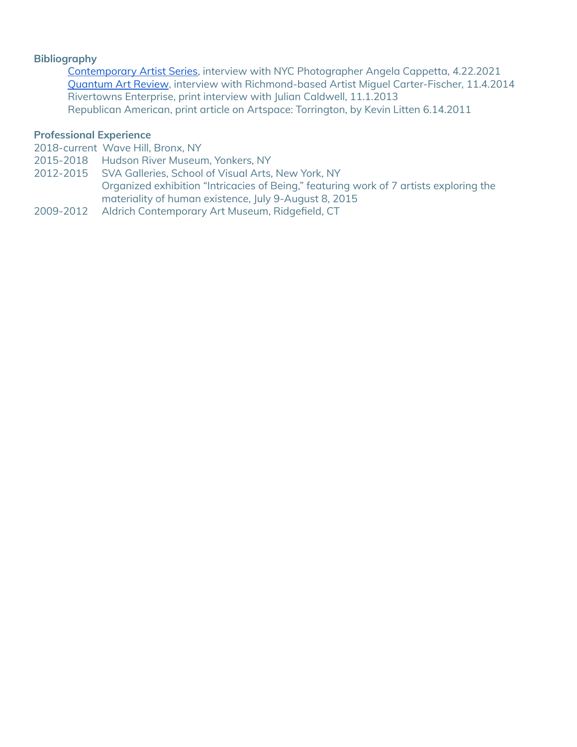**Bibliography**

Contemporary Artist Series, interview with NYC Photographer Angela Cappetta, 4.22.2021
Quantum Art Review, interview with Richmond-based Artist Miguel Carter-Fischer, 11.4.2014
Rivertowns Enterprise, print interview with Julian Caldwell, 11.1.2013
Republican American, print article on Artspace: Torrington, by Kevin Litten 6.14.2011

**Professional Experience**

2018-current Wave Hill, Bronx, NY
2015-2018 Hudson River Museum, Yonkers, NY
2012-2015 SVA Galleries, School of Visual Arts, New York, NY
Organized exhibition "Intricacies of Being," featuring work of 7 artists exploring the materiality of human existence, July 9-August 8, 2015
2009-2012 Aldrich Contemporary Art Museum, Ridgefield, CT